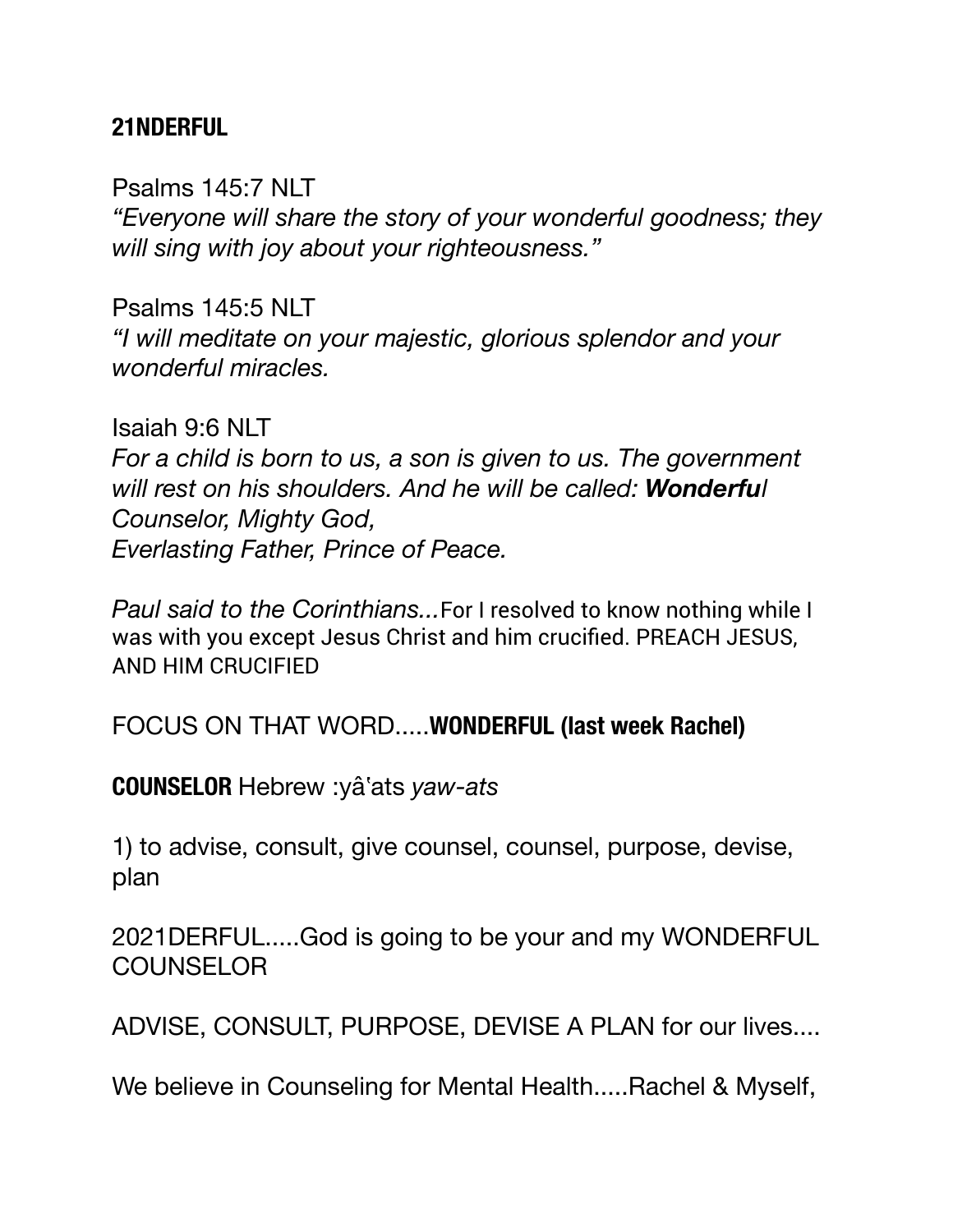**21NDERFUL**

Psalms 145:7 NLT
*"Everyone will share the story of your wonderful goodness; they will sing with joy about your righteousness."*

Psalms 145:5 NLT
*"I will meditate on your majestic, glorious splendor and your wonderful miracles.*

Isaiah 9:6 NLT
*For a child is born to us, a son is given to us. The government will rest on his shoulders. And he will be called:* ***Wonderful*** *Counselor, Mighty God,*
*Everlasting Father, Prince of Peace.*

*Paul said to the Corinthians...*For I resolved to know nothing while I was with you except Jesus Christ and him crucified. PREACH JESUS, AND HIM CRUCIFIED

FOCUS ON THAT WORD.....**WONDERFUL (last week Rachel)**

**COUNSELOR** Hebrew :yâʿats *yaw-ats*

1) to advise, consult, give counsel, counsel, purpose, devise, plan

2021DERFUL.....God is going to be your and my WONDERFUL COUNSELOR

ADVISE, CONSULT, PURPOSE, DEVISE A PLAN for our lives....

We believe in Counseling for Mental Health.....Rachel & Myself,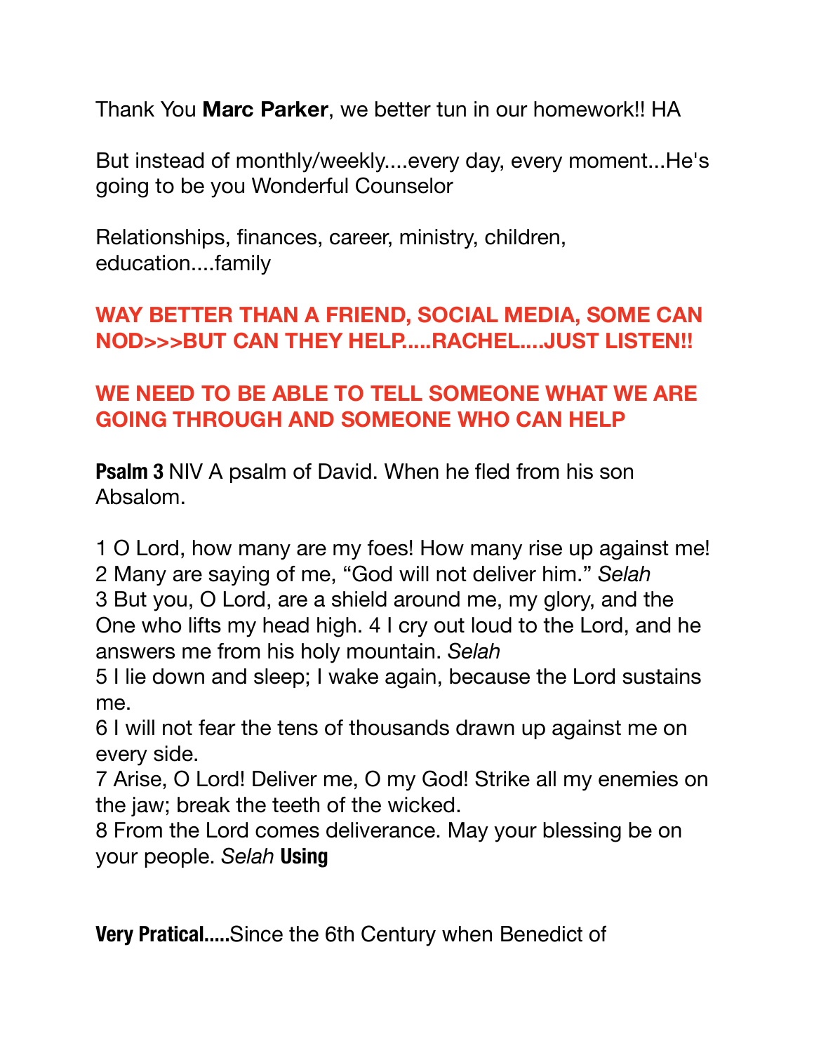Thank You **Marc Parker**, we better tun in our homework!! HA

But instead of monthly/weekly....every day, every moment...He's going to be you Wonderful Counselor

Relationships, finances, career, ministry, children, education....family

**WAY BETTER THAN A FRIEND, SOCIAL MEDIA, SOME CAN NOD>>>BUT CAN THEY HELP.....RACHEL....JUST LISTEN!!**

**WE NEED TO BE ABLE TO TELL SOMEONE WHAT WE ARE GOING THROUGH AND SOMEONE WHO CAN HELP**

**Psalm 3** NIV A psalm of David. When he fled from his son Absalom.

1 O Lord, how many are my foes! How many rise up against me!
2 Many are saying of me, “God will not deliver him.” *Selah*
3 But you, O Lord, are a shield around me, my glory, and the One who lifts my head high. 4 I cry out loud to the Lord, and he answers me from his holy mountain. *Selah*
5 I lie down and sleep; I wake again, because the Lord sustains me.
6 I will not fear the tens of thousands drawn up against me on every side.
7 Arise, O Lord! Deliver me, O my God! Strike all my enemies on the jaw; break the teeth of the wicked.
8 From the Lord comes deliverance. May your blessing be on your people. *Selah* **Using**

**Very Pratical.....**Since the 6th Century when Benedict of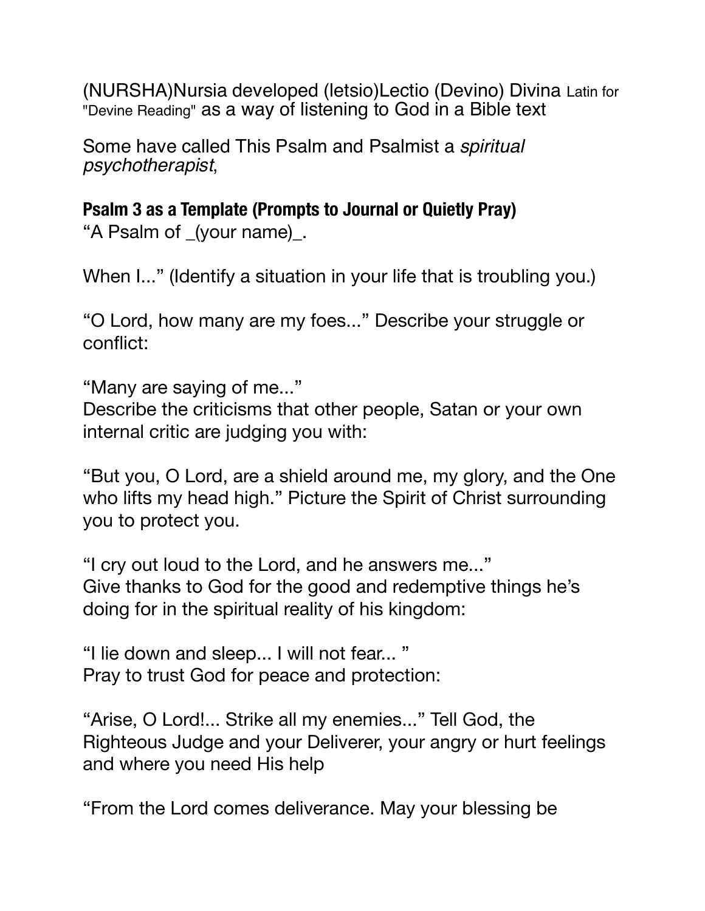(NURSHA)Nursia developed (letsio)Lectio (Devino) Divina Latin for "Devine Reading" as a way of listening to God in a Bible text

Some have called This Psalm and Psalmist a *spiritual psychotherapist*,

**Psalm 3 as a Template (Prompts to Journal or Quietly Pray)**
"A Psalm of _(your name)_.

When I..." (Identify a situation in your life that is troubling you.)

"O Lord, how many are my foes..." Describe your struggle or conflict:

"Many are saying of me..."
Describe the criticisms that other people, Satan or your own internal critic are judging you with:

"But you, O Lord, are a shield around me, my glory, and the One who lifts my head high." Picture the Spirit of Christ surrounding you to protect you.

"I cry out loud to the Lord, and he answers me..."
Give thanks to God for the good and redemptive things he's doing for in the spiritual reality of his kingdom:

"I lie down and sleep... I will not fear... "
Pray to trust God for peace and protection:

"Arise, O Lord!... Strike all my enemies..." Tell God, the Righteous Judge and your Deliverer, your angry or hurt feelings and where you need His help

"From the Lord comes deliverance. May your blessing be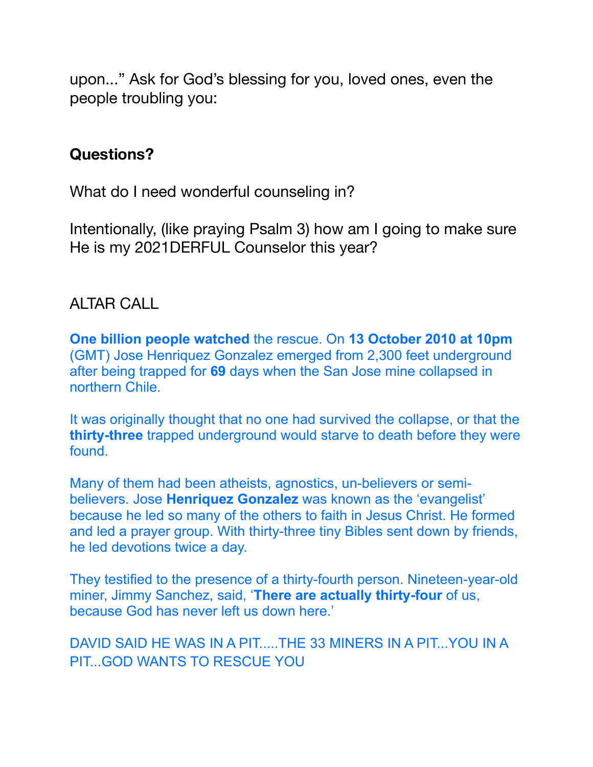upon..." Ask for God's blessing for you, loved ones, even the people troubling you:

**Questions?**

What do I need wonderful counseling in?

Intentionally, (like praying Psalm 3) how am I going to make sure He is my 2021DERFUL Counselor this year?

ALTAR CALL

**One billion people watched** the rescue. On **13 October 2010 at 10pm** (GMT) Jose Henriquez Gonzalez emerged from 2,300 feet underground after being trapped for **69** days when the San Jose mine collapsed in northern Chile.

It was originally thought that no one had survived the collapse, or that the **thirty-three** trapped underground would starve to death before they were found.

Many of them had been atheists, agnostics, un-believers or semi-believers. Jose **Henriquez Gonzalez** was known as the 'evangelist' because he led so many of the others to faith in Jesus Christ. He formed and led a prayer group. With thirty-three tiny Bibles sent down by friends, he led devotions twice a day.

They testified to the presence of a thirty-fourth person. Nineteen-year-old miner, Jimmy Sanchez, said, '**There are actually thirty-four** of us, because God has never left us down here.'

DAVID SAID HE WAS IN A PIT.....THE 33 MINERS IN A PIT...YOU IN A PIT...GOD WANTS TO RESCUE YOU